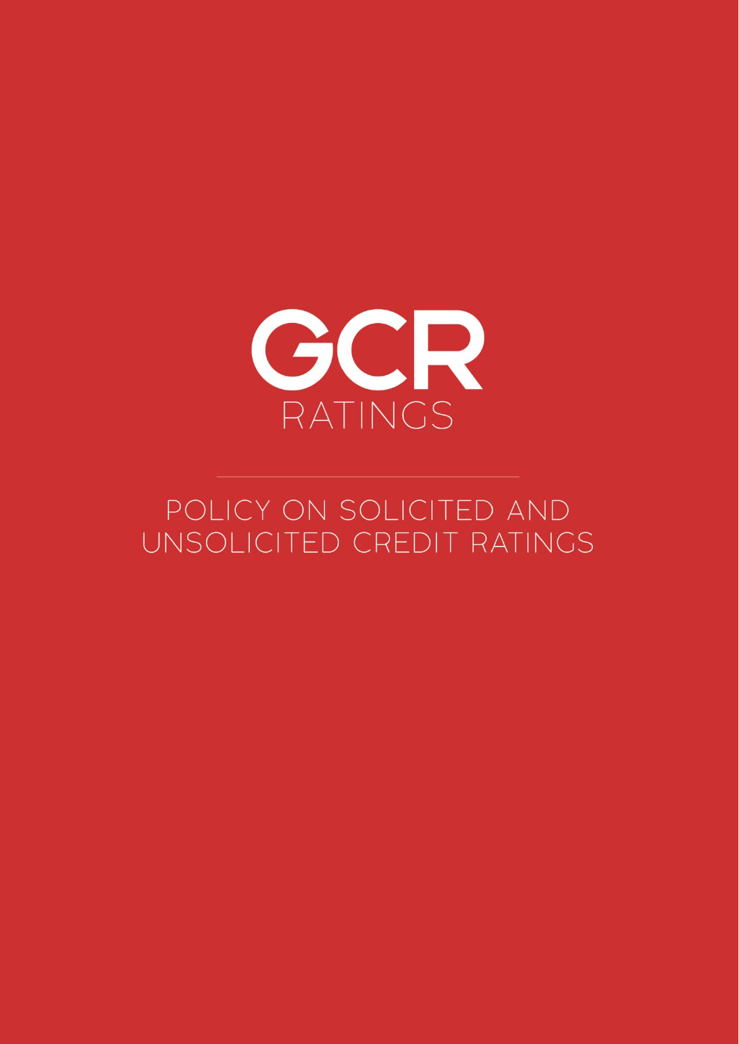# GCR RATINGS

## POLICY ON SOLICITED AND UNSOLICITED CREDIT RATINGS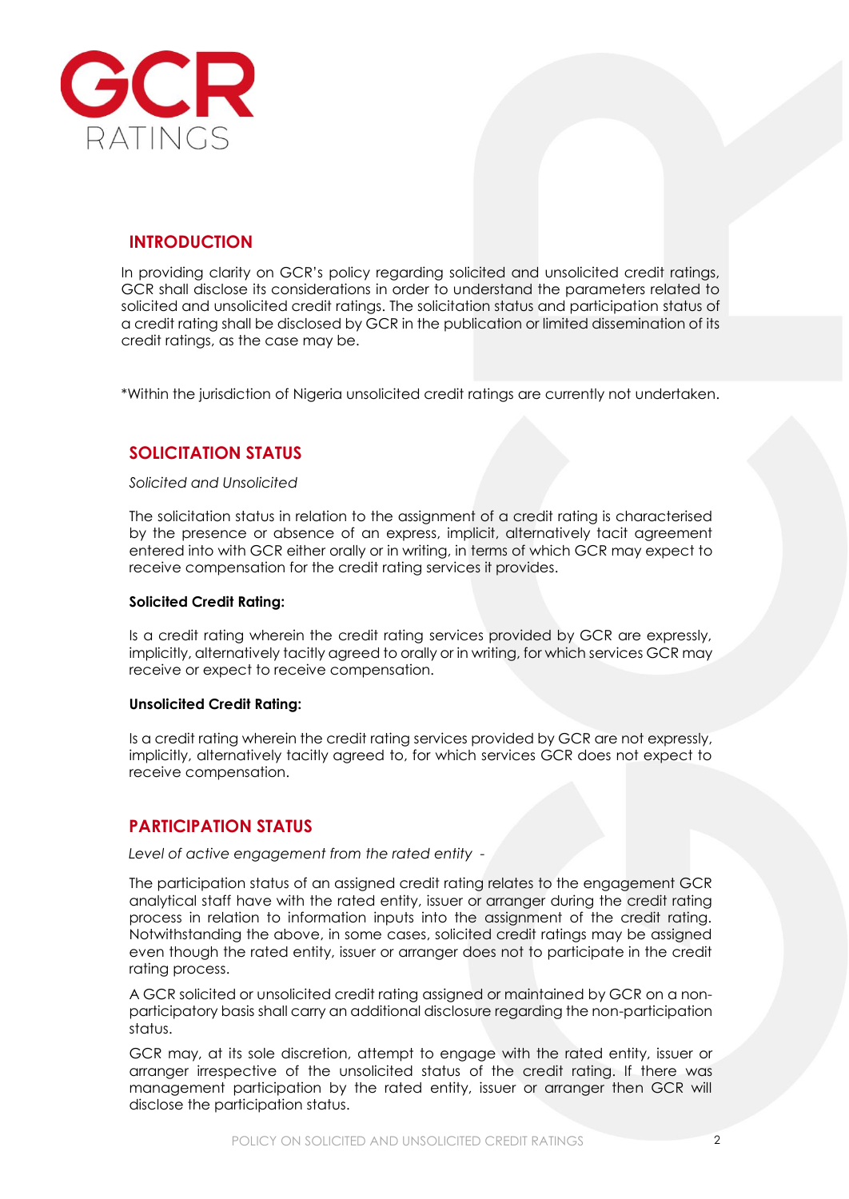## INTRODUCTION

In providing clarity on GCR's policy regarding solicited and unsolicited credit ratings, GCR shall disclose its considerations in order to understand the parameters related to solicited and unsolicited credit ratings. The solicitation status and participation status of a credit rating shall be disclosed by GCR in the publication or limited dissemination of its credit ratings, as the case may be.

*Within the jurisdiction of Nigeria unsolicited credit ratings are currently not undertaken.

## SOLICITATION STATUS

*Solicited and Unsolicited*

The solicitation status in relation to the assignment of a credit rating is characterised by the presence or absence of an express, implicit, alternatively tacit agreement entered into with GCR either orally or in writing, in terms of which GCR may expect to receive compensation for the credit rating services it provides.

**Solicited Credit Rating:**

Is a credit rating wherein the credit rating services provided by GCR are expressly, implicitly, alternatively tacitly agreed to orally or in writing, for which services GCR may receive or expect to receive compensation.

**Unsolicited Credit Rating:**

Is a credit rating wherein the credit rating services provided by GCR are not expressly, implicitly, alternatively tacitly agreed to, for which services GCR does not expect to receive compensation.

## PARTICIPATION STATUS

*Level of active engagement from the rated entity -*

The participation status of an assigned credit rating relates to the engagement GCR analytical staff have with the rated entity, issuer or arranger during the credit rating process in relation to information inputs into the assignment of the credit rating. Notwithstanding the above, in some cases, solicited credit ratings may be assigned even though the rated entity, issuer or arranger does not to participate in the credit rating process.

A GCR solicited or unsolicited credit rating assigned or maintained by GCR on a non-participatory basis shall carry an additional disclosure regarding the non-participation status.

GCR may, at its sole discretion, attempt to engage with the rated entity, issuer or arranger irrespective of the unsolicited status of the credit rating. If there was management participation by the rated entity, issuer or arranger then GCR will disclose the participation status.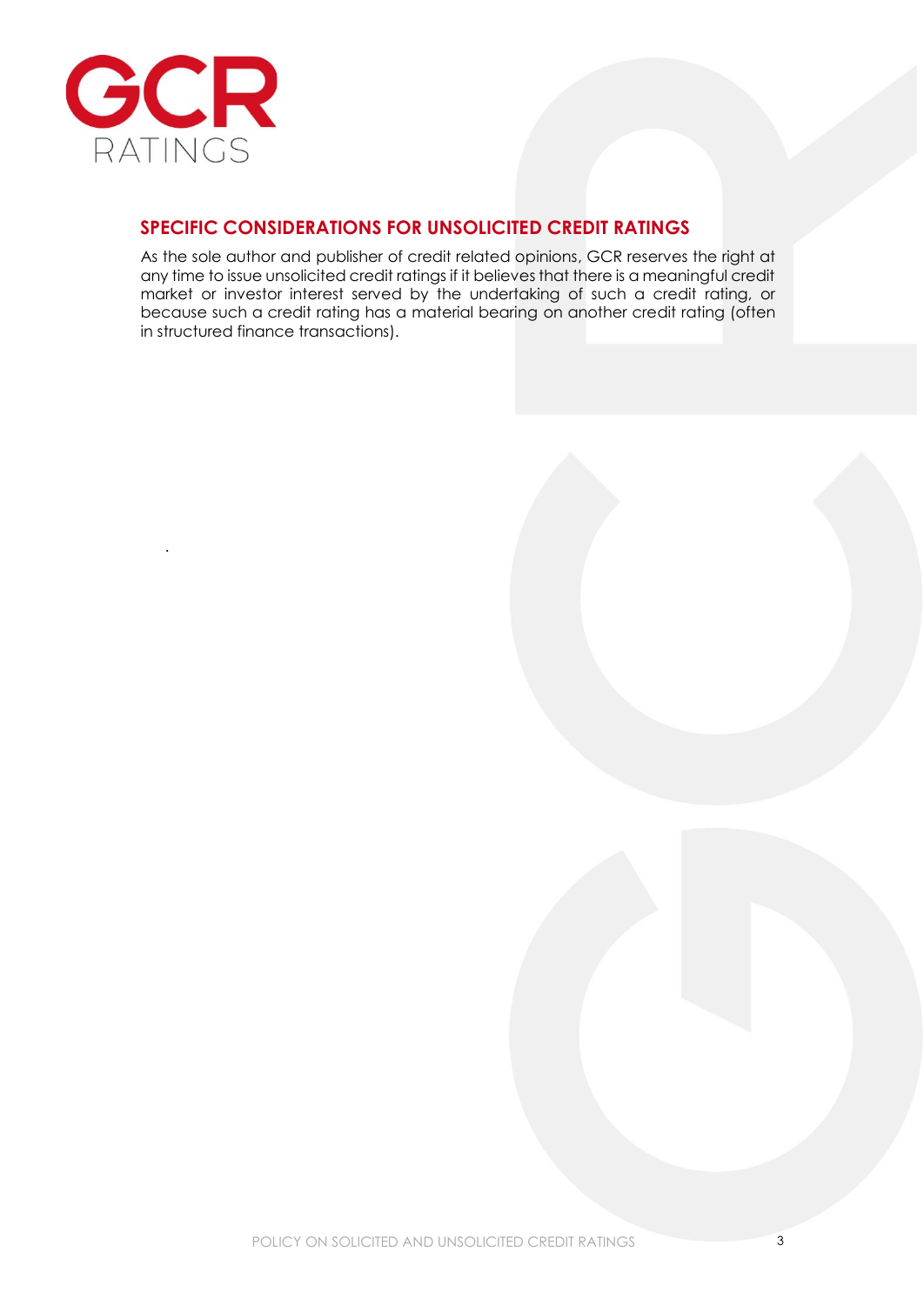## SPECIFIC CONSIDERATIONS FOR UNSOLICITED CREDIT RATINGS

As the sole author and publisher of credit related opinions, GCR reserves the right at any time to issue unsolicited credit ratings if it believes that there is a meaningful credit market or investor interest served by the undertaking of such a credit rating, or because such a credit rating has a material bearing on another credit rating (often in structured finance transactions).